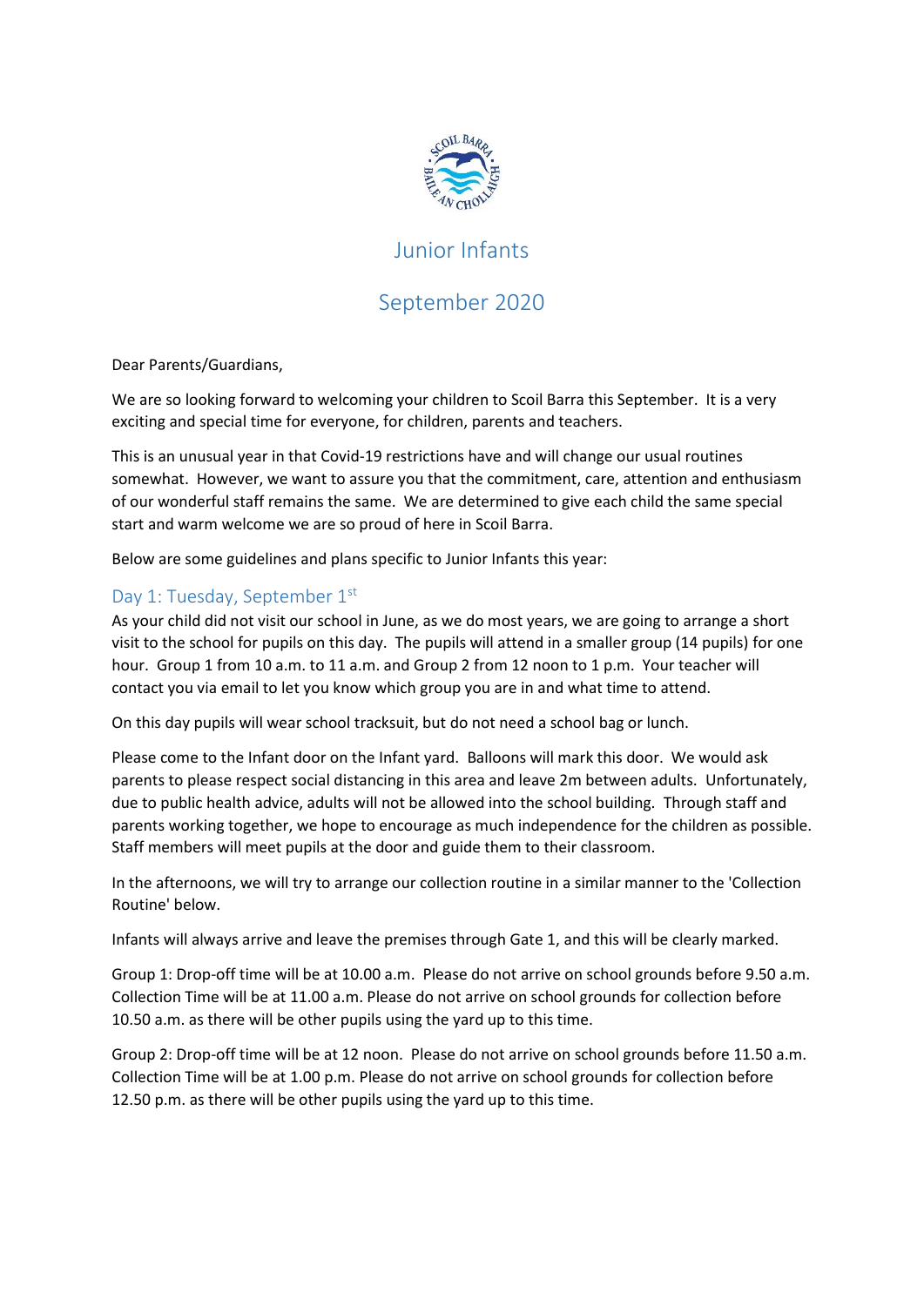# Junior Infants

# September 2020

Dear Parents/Guardians,

We are so looking forward to welcoming your children to Scoil Barra this September. It is a very exciting and special time for everyone, for children, parents and teachers.

This is an unusual year in that Covid-19 restrictions have and will change our usual routines somewhat. However, we want to assure you that the commitment, care, attention and enthusiasm of our wonderful staff remains the same. We are determined to give each child the same special start and warm welcome we are so proud of here in Scoil Barra.

Below are some guidelines and plans specific to Junior Infants this year:

## Day 1: Tuesday, September 1st

As your child did not visit our school in June, as we do most years, we are going to arrange a short visit to the school for pupils on this day. The pupils will attend in a smaller group (14 pupils) for one hour. Group 1 from 10 a.m. to 11 a.m. and Group 2 from 12 noon to 1 p.m. Your teacher will contact you via email to let you know which group you are in and what time to attend.

On this day pupils will wear school tracksuit, but do not need a school bag or lunch.

Please come to the Infant door on the Infant yard. Balloons will mark this door. We would ask parents to please respect social distancing in this area and leave 2m between adults. Unfortunately, due to public health advice, adults will not be allowed into the school building. Through staff and parents working together, we hope to encourage as much independence for the children as possible. Staff members will meet pupils at the door and guide them to their classroom.

In the afternoons, we will try to arrange our collection routine in a similar manner to the 'Collection Routine' below.

Infants will always arrive and leave the premises through Gate 1, and this will be clearly marked.

Group 1: Drop-off time will be at 10.00 a.m. Please do not arrive on school grounds before 9.50 a.m. Collection Time will be at 11.00 a.m. Please do not arrive on school grounds for collection before 10.50 a.m. as there will be other pupils using the yard up to this time.

Group 2: Drop-off time will be at 12 noon. Please do not arrive on school grounds before 11.50 a.m. Collection Time will be at 1.00 p.m. Please do not arrive on school grounds for collection before 12.50 p.m. as there will be other pupils using the yard up to this time.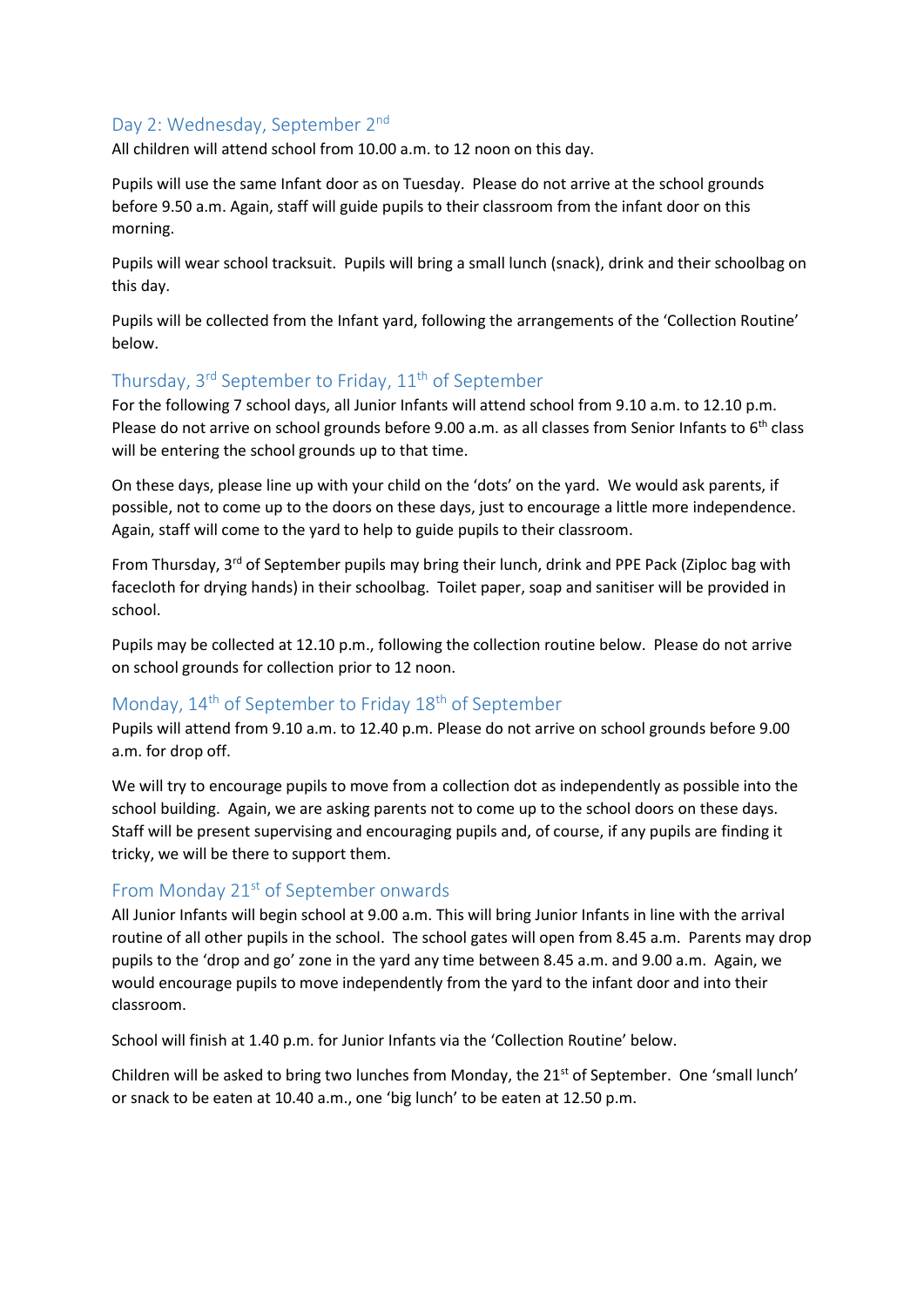## Day 2: Wednesday, September 2nd

All children will attend school from 10.00 a.m. to 12 noon on this day.

Pupils will use the same Infant door as on Tuesday. Please do not arrive at the school grounds before 9.50 a.m. Again, staff will guide pupils to their classroom from the infant door on this morning.

Pupils will wear school tracksuit. Pupils will bring a small lunch (snack), drink and their schoolbag on this day.

Pupils will be collected from the Infant yard, following the arrangements of the 'Collection Routine' below.

## Thursday, 3rd September to Friday, 11th of September

For the following 7 school days, all Junior Infants will attend school from 9.10 a.m. to 12.10 p.m. Please do not arrive on school grounds before 9.00 a.m. as all classes from Senior Infants to 6th class will be entering the school grounds up to that time.

On these days, please line up with your child on the 'dots' on the yard. We would ask parents, if possible, not to come up to the doors on these days, just to encourage a little more independence. Again, staff will come to the yard to help to guide pupils to their classroom.

From Thursday, 3rd of September pupils may bring their lunch, drink and PPE Pack (Ziploc bag with facecloth for drying hands) in their schoolbag. Toilet paper, soap and sanitiser will be provided in school.

Pupils may be collected at 12.10 p.m., following the collection routine below. Please do not arrive on school grounds for collection prior to 12 noon.

## Monday, 14th of September to Friday 18th of September

Pupils will attend from 9.10 a.m. to 12.40 p.m. Please do not arrive on school grounds before 9.00 a.m. for drop off.

We will try to encourage pupils to move from a collection dot as independently as possible into the school building. Again, we are asking parents not to come up to the school doors on these days. Staff will be present supervising and encouraging pupils and, of course, if any pupils are finding it tricky, we will be there to support them.

## From Monday 21st of September onwards

All Junior Infants will begin school at 9.00 a.m. This will bring Junior Infants in line with the arrival routine of all other pupils in the school. The school gates will open from 8.45 a.m. Parents may drop pupils to the 'drop and go' zone in the yard any time between 8.45 a.m. and 9.00 a.m. Again, we would encourage pupils to move independently from the yard to the infant door and into their classroom.

School will finish at 1.40 p.m. for Junior Infants via the 'Collection Routine' below.

Children will be asked to bring two lunches from Monday, the 21st of September. One 'small lunch' or snack to be eaten at 10.40 a.m., one 'big lunch' to be eaten at 12.50 p.m.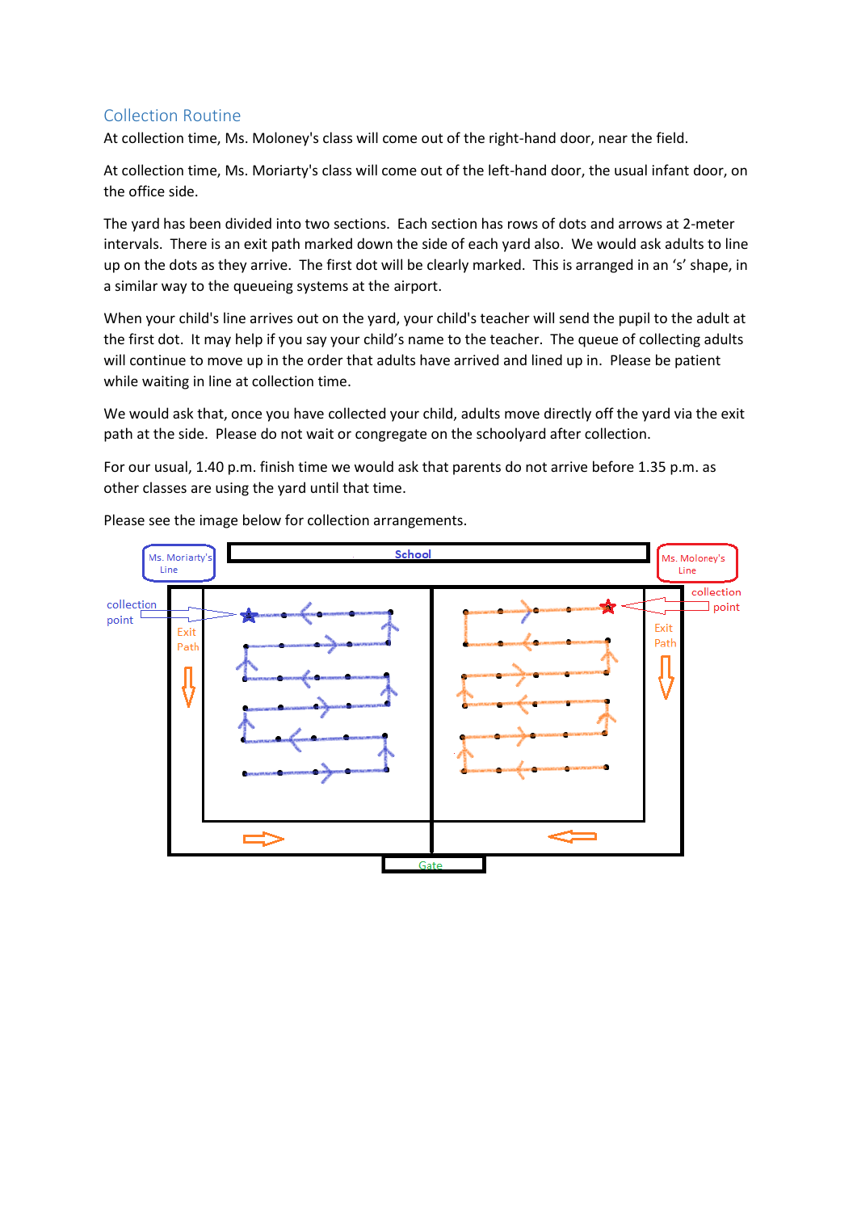## Collection Routine

At collection time, Ms. Moloney's class will come out of the right-hand door, near the field.

At collection time, Ms. Moriarty's class will come out of the left-hand door, the usual infant door, on the office side.

The yard has been divided into two sections. Each section has rows of dots and arrows at 2-meter intervals. There is an exit path marked down the side of each yard also. We would ask adults to line up on the dots as they arrive. The first dot will be clearly marked. This is arranged in an 's' shape, in a similar way to the queueing systems at the airport.

When your child's line arrives out on the yard, your child's teacher will send the pupil to the adult at the first dot. It may help if you say your child's name to the teacher. The queue of collecting adults will continue to move up in the order that adults have arrived and lined up in. Please be patient while waiting in line at collection time.

We would ask that, once you have collected your child, adults move directly off the yard via the exit path at the side. Please do not wait or congregate on the schoolyard after collection.

For our usual, 1.40 p.m. finish time we would ask that parents do not arrive before 1.35 p.m. as other classes are using the yard until that time.

Please see the image below for collection arrangements.

School

Ms. Moriarty's Line

Ms. Moloney's Line

collection point

collection point

Exit Path

Exit Path

Gate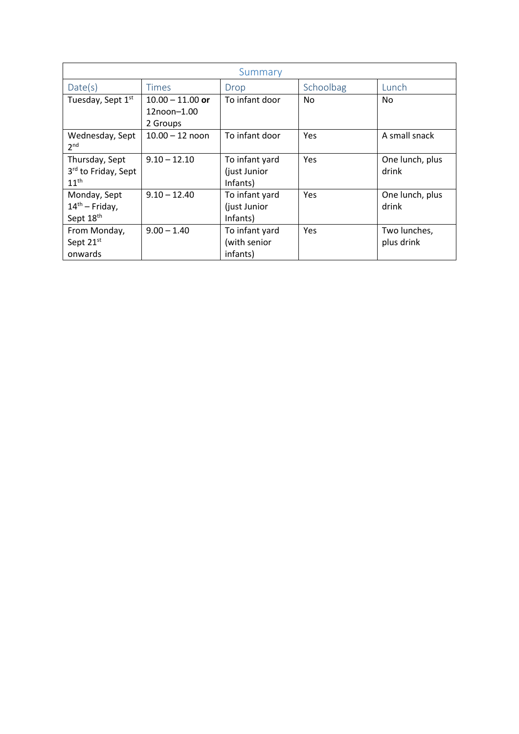| Summary | | | | |
|---|---|---|---|---|
| Date(s) | Times | Drop | Schoolbag | Lunch |
| Tuesday, Sept 1st | 10.00 – 11.00 **or** 12noon–1.00 2 Groups | To infant door | No | No |
| Wednesday, Sept 2nd | 10.00 – 12 noon | To infant door | Yes | A small snack |
| Thursday, Sept 3rd to Friday, Sept 11th | 9.10 – 12.10 | To infant yard (just Junior Infants) | Yes | One lunch, plus drink |
| Monday, Sept 14th – Friday, Sept 18th | 9.10 – 12.40 | To infant yard (just Junior Infants) | Yes | One lunch, plus drink |
| From Monday, Sept 21st onwards | 9.00 – 1.40 | To infant yard (with senior infants) | Yes | Two lunches, plus drink |